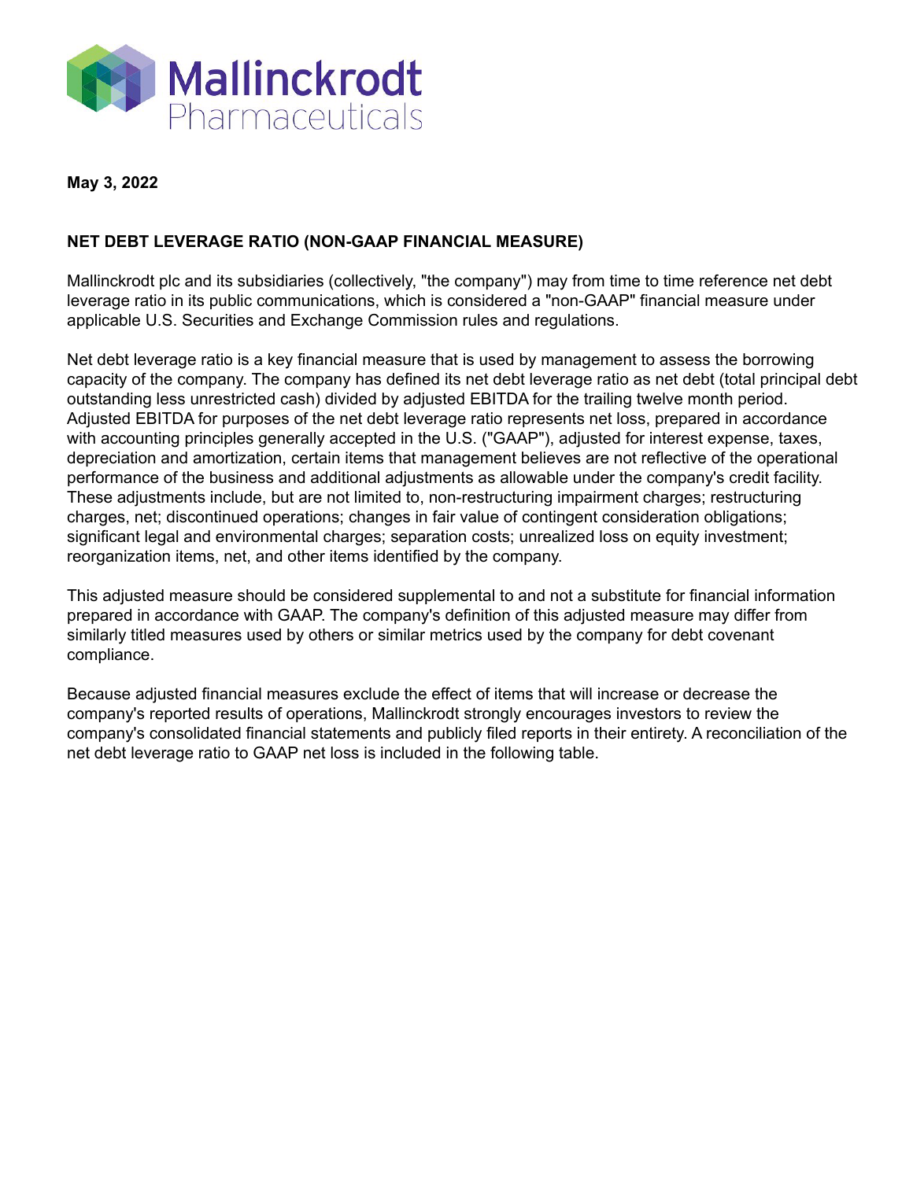Mallinckrodt Pharmaceuticals

**May 3, 2022**

## NET DEBT LEVERAGE RATIO (NON-GAAP FINANCIAL MEASURE)

Mallinckrodt plc and its subsidiaries (collectively, "the company") may from time to time reference net debt leverage ratio in its public communications, which is considered a "non-GAAP" financial measure under applicable U.S. Securities and Exchange Commission rules and regulations.

Net debt leverage ratio is a key financial measure that is used by management to assess the borrowing capacity of the company. The company has defined its net debt leverage ratio as net debt (total principal debt outstanding less unrestricted cash) divided by adjusted EBITDA for the trailing twelve month period. Adjusted EBITDA for purposes of the net debt leverage ratio represents net loss, prepared in accordance with accounting principles generally accepted in the U.S. ("GAAP"), adjusted for interest expense, taxes, depreciation and amortization, certain items that management believes are not reflective of the operational performance of the business and additional adjustments as allowable under the company's credit facility. These adjustments include, but are not limited to, non-restructuring impairment charges; restructuring charges, net; discontinued operations; changes in fair value of contingent consideration obligations; significant legal and environmental charges; separation costs; unrealized loss on equity investment; reorganization items, net, and other items identified by the company.

This adjusted measure should be considered supplemental to and not a substitute for financial information prepared in accordance with GAAP. The company's definition of this adjusted measure may differ from similarly titled measures used by others or similar metrics used by the company for debt covenant compliance.

Because adjusted financial measures exclude the effect of items that will increase or decrease the company's reported results of operations, Mallinckrodt strongly encourages investors to review the company's consolidated financial statements and publicly filed reports in their entirety. A reconciliation of the net debt leverage ratio to GAAP net loss is included in the following table.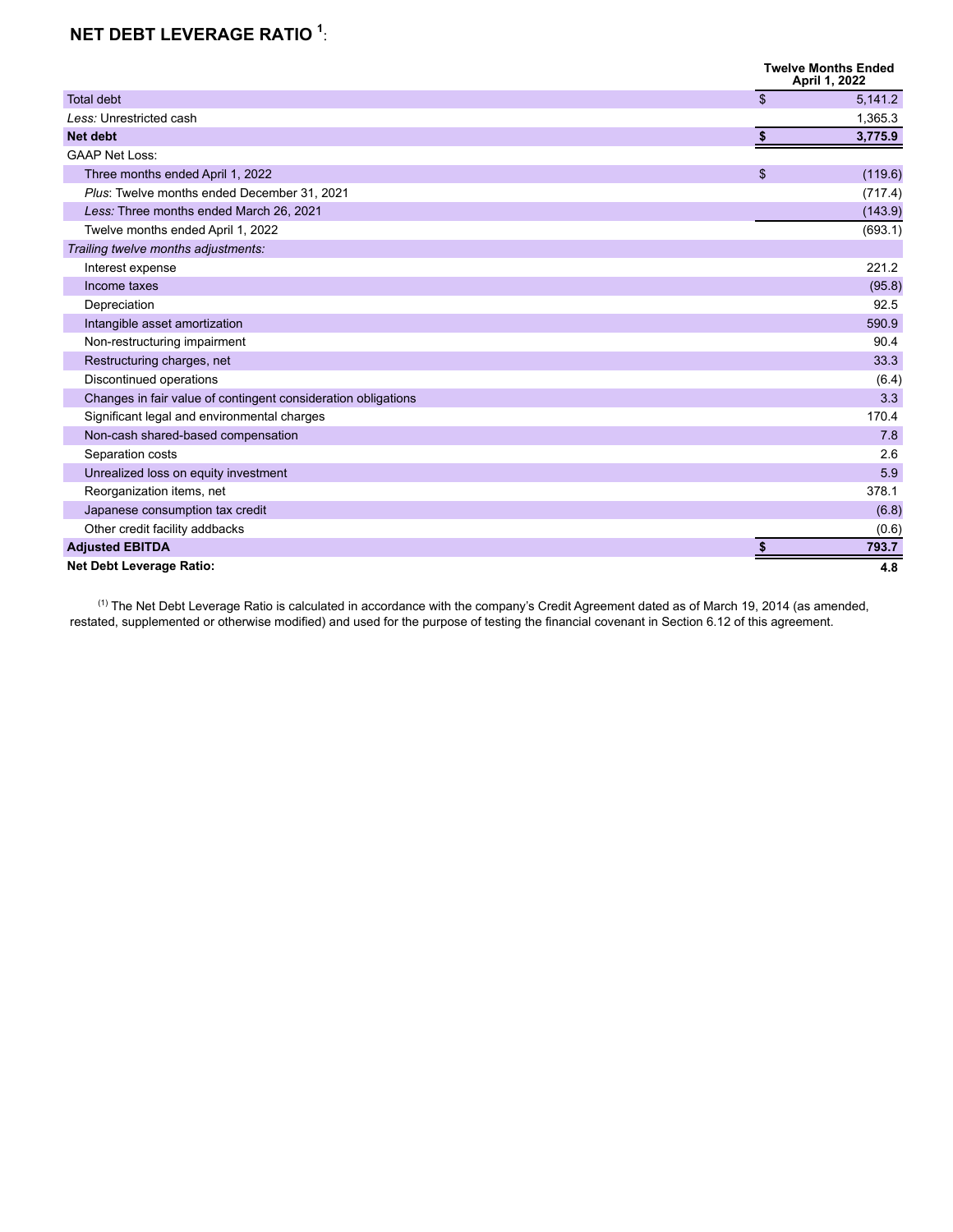## NET DEBT LEVERAGE RATIO [1]:

| | Twelve Months Ended April 1, 2022 |
| --- | --- |
| Total debt | $ 5,141.2 |
| *Less:* Unrestricted cash | 1,365.3 |
| **Net debt** | **$ 3,775.9** |
| GAAP Net Loss: | |
| Three months ended April 1, 2022 | $ (119.6) |
| *Plus*: Twelve months ended December 31, 2021 | (717.4) |
| *Less:* Three months ended March 26, 2021 | (143.9) |
| Twelve months ended April 1, 2022 | (693.1) |
| *Trailing twelve months adjustments:* | |
| Interest expense | 221.2 |
| Income taxes | (95.8) |
| Depreciation | 92.5 |
| Intangible asset amortization | 590.9 |
| Non-restructuring impairment | 90.4 |
| Restructuring charges, net | 33.3 |
| Discontinued operations | (6.4) |
| Changes in fair value of contingent consideration obligations | 3.3 |
| Significant legal and environmental charges | 170.4 |
| Non-cash shared-based compensation | 7.8 |
| Separation costs | 2.6 |
| Unrealized loss on equity investment | 5.9 |
| Reorganization items, net | 378.1 |
| Japanese consumption tax credit | (6.8) |
| Other credit facility addbacks | (0.6) |
| **Adjusted EBITDA** | **$ 793.7** |
| **Net Debt Leverage Ratio:** | **4.8** |

[1] The Net Debt Leverage Ratio is calculated in accordance with the company's Credit Agreement dated as of March 19, 2014 (as amended, restated, supplemented or otherwise modified) and used for the purpose of testing the financial covenant in Section 6.12 of this agreement.